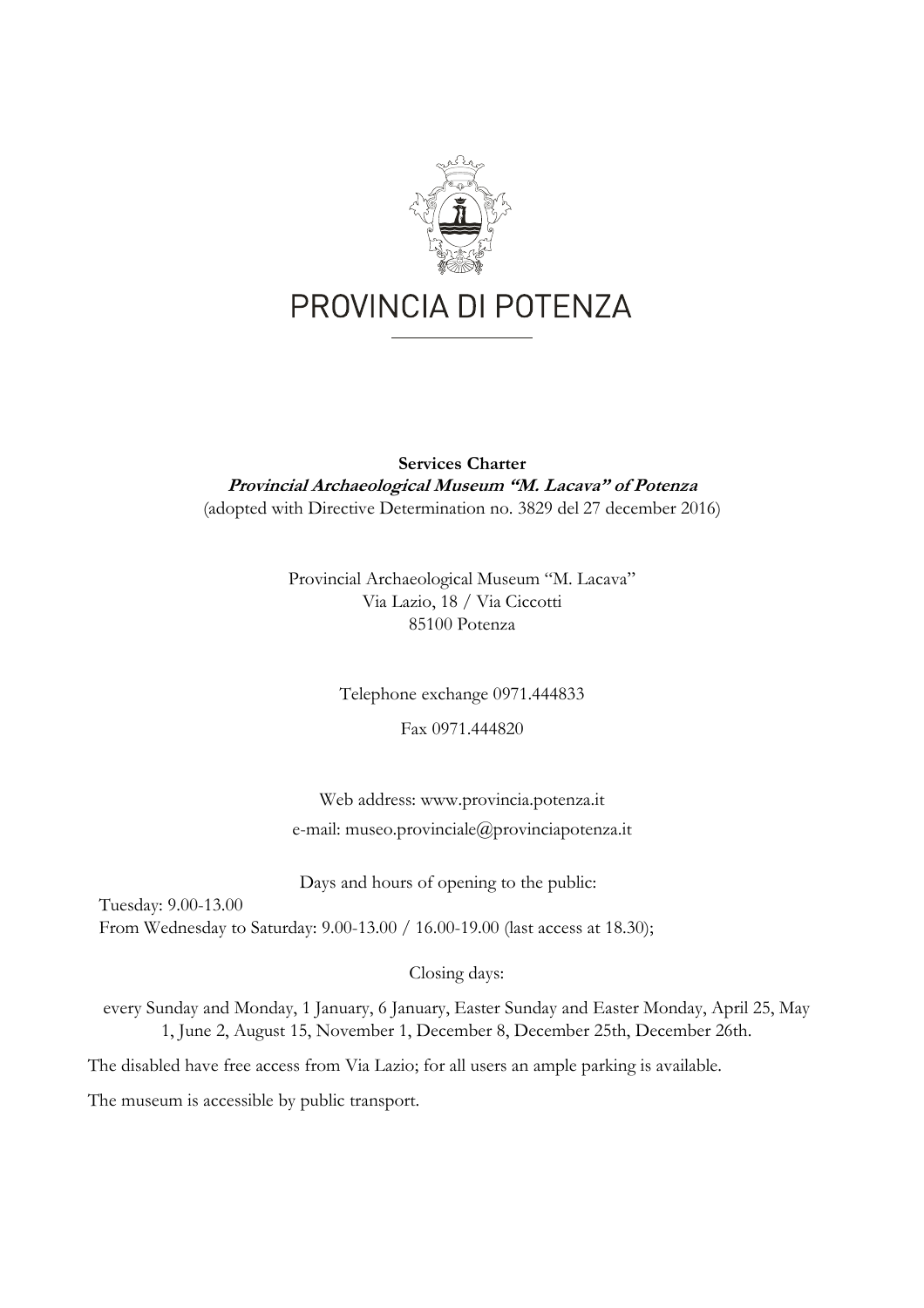PROVINCIA DI POTENZA

**Services Charter**

***Provincial Archaeological Museum "M. Lacava" of Potenza***

(adopted with Directive Determination no. 3829 del 27 december 2016)

Provincial Archaeological Museum "M. Lacava"
Via Lazio, 18 / Via Ciccotti
85100 Potenza

Telephone exchange 0971.444833

Fax 0971.444820

Web address: www.provincia.potenza.it

e-mail: museo.provinciale@provinciapotenza.it

Days and hours of opening to the public:

Tuesday: 9.00-13.00
From Wednesday to Saturday: 9.00-13.00 / 16.00-19.00 (last access at 18.30);

Closing days:

every Sunday and Monday, 1 January, 6 January, Easter Sunday and Easter Monday, April 25, May 1, June 2, August 15, November 1, December 8, December 25th, December 26th.

The disabled have free access from Via Lazio; for all users an ample parking is available.

The museum is accessible by public transport.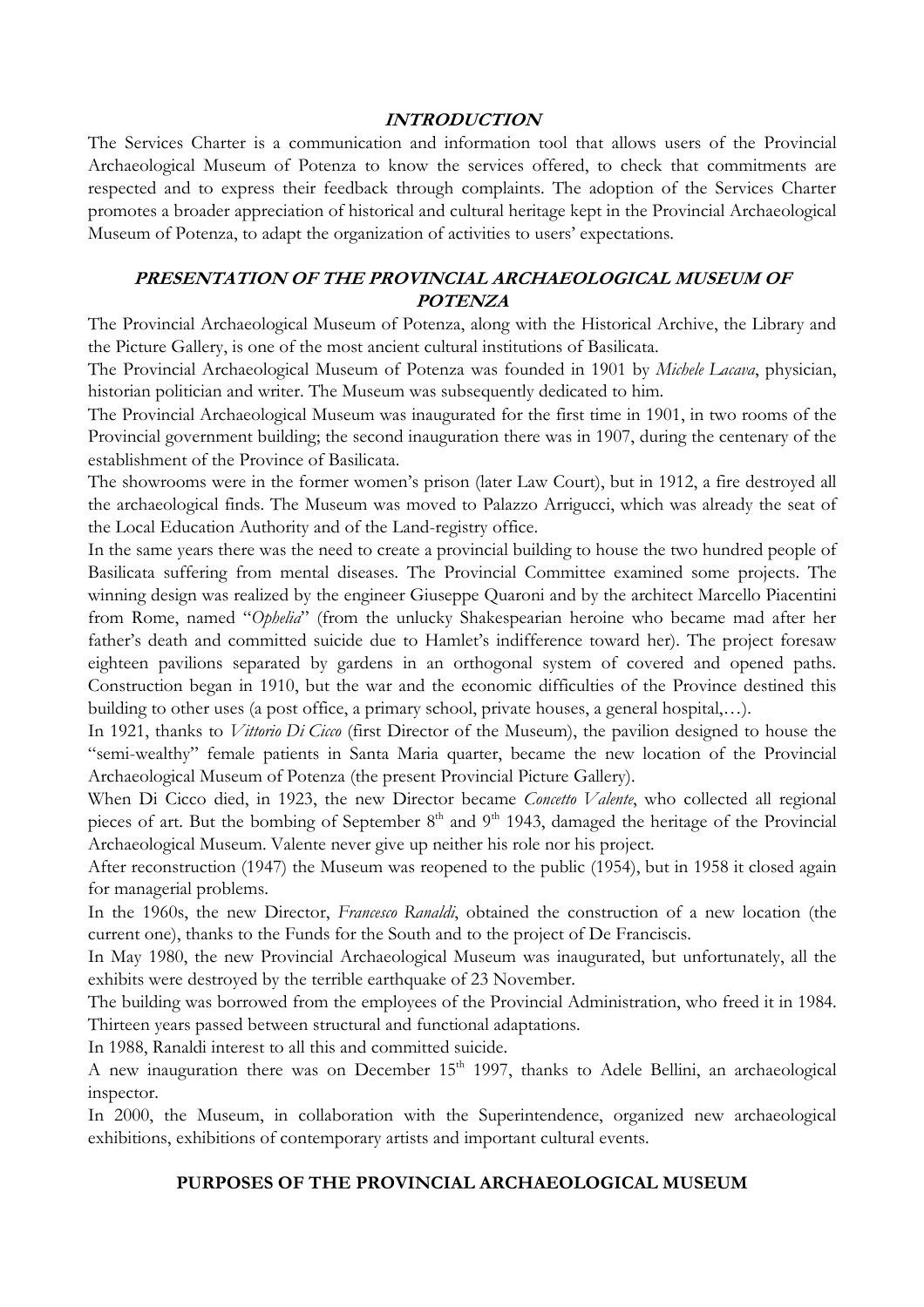## *INTRODUCTION*

The Services Charter is a communication and information tool that allows users of the Provincial Archaeological Museum of Potenza to know the services offered, to check that commitments are respected and to express their feedback through complaints. The adoption of the Services Charter promotes a broader appreciation of historical and cultural heritage kept in the Provincial Archaeological Museum of Potenza, to adapt the organization of activities to users' expectations.

## *PRESENTATION OF THE PROVINCIAL ARCHAEOLOGICAL MUSEUM OF POTENZA*

The Provincial Archaeological Museum of Potenza, along with the Historical Archive, the Library and the Picture Gallery, is one of the most ancient cultural institutions of Basilicata.

The Provincial Archaeological Museum of Potenza was founded in 1901 by *Michele Lacava*, physician, historian politician and writer. The Museum was subsequently dedicated to him.

The Provincial Archaeological Museum was inaugurated for the first time in 1901, in two rooms of the Provincial government building; the second inauguration there was in 1907, during the centenary of the establishment of the Province of Basilicata.

The showrooms were in the former women's prison (later Law Court), but in 1912, a fire destroyed all the archaeological finds. The Museum was moved to Palazzo Arrigucci, which was already the seat of the Local Education Authority and of the Land-registry office.

In the same years there was the need to create a provincial building to house the two hundred people of Basilicata suffering from mental diseases. The Provincial Committee examined some projects. The winning design was realized by the engineer Giuseppe Quaroni and by the architect Marcello Piacentini from Rome, named "*Ophelia*" (from the unlucky Shakespearian heroine who became mad after her father's death and committed suicide due to Hamlet's indifference toward her). The project foresaw eighteen pavilions separated by gardens in an orthogonal system of covered and opened paths. Construction began in 1910, but the war and the economic difficulties of the Province destined this building to other uses (a post office, a primary school, private houses, a general hospital,…).

In 1921, thanks to *Vittorio Di Cicco* (first Director of the Museum), the pavilion designed to house the "semi-wealthy" female patients in Santa Maria quarter, became the new location of the Provincial Archaeological Museum of Potenza (the present Provincial Picture Gallery).

When Di Cicco died, in 1923, the new Director became *Concetto Valente*, who collected all regional pieces of art. But the bombing of September 8th and 9th 1943, damaged the heritage of the Provincial Archaeological Museum. Valente never give up neither his role nor his project.

After reconstruction (1947) the Museum was reopened to the public (1954), but in 1958 it closed again for managerial problems.

In the 1960s, the new Director, *Francesco Ranaldi*, obtained the construction of a new location (the current one), thanks to the Funds for the South and to the project of De Franciscis.

In May 1980, the new Provincial Archaeological Museum was inaugurated, but unfortunately, all the exhibits were destroyed by the terrible earthquake of 23 November.

The building was borrowed from the employees of the Provincial Administration, who freed it in 1984. Thirteen years passed between structural and functional adaptations.

In 1988, Ranaldi interest to all this and committed suicide.

A new inauguration there was on December 15th 1997, thanks to Adele Bellini, an archaeological inspector.

In 2000, the Museum, in collaboration with the Superintendence, organized new archaeological exhibitions, exhibitions of contemporary artists and important cultural events.

## PURPOSES OF THE PROVINCIAL ARCHAEOLOGICAL MUSEUM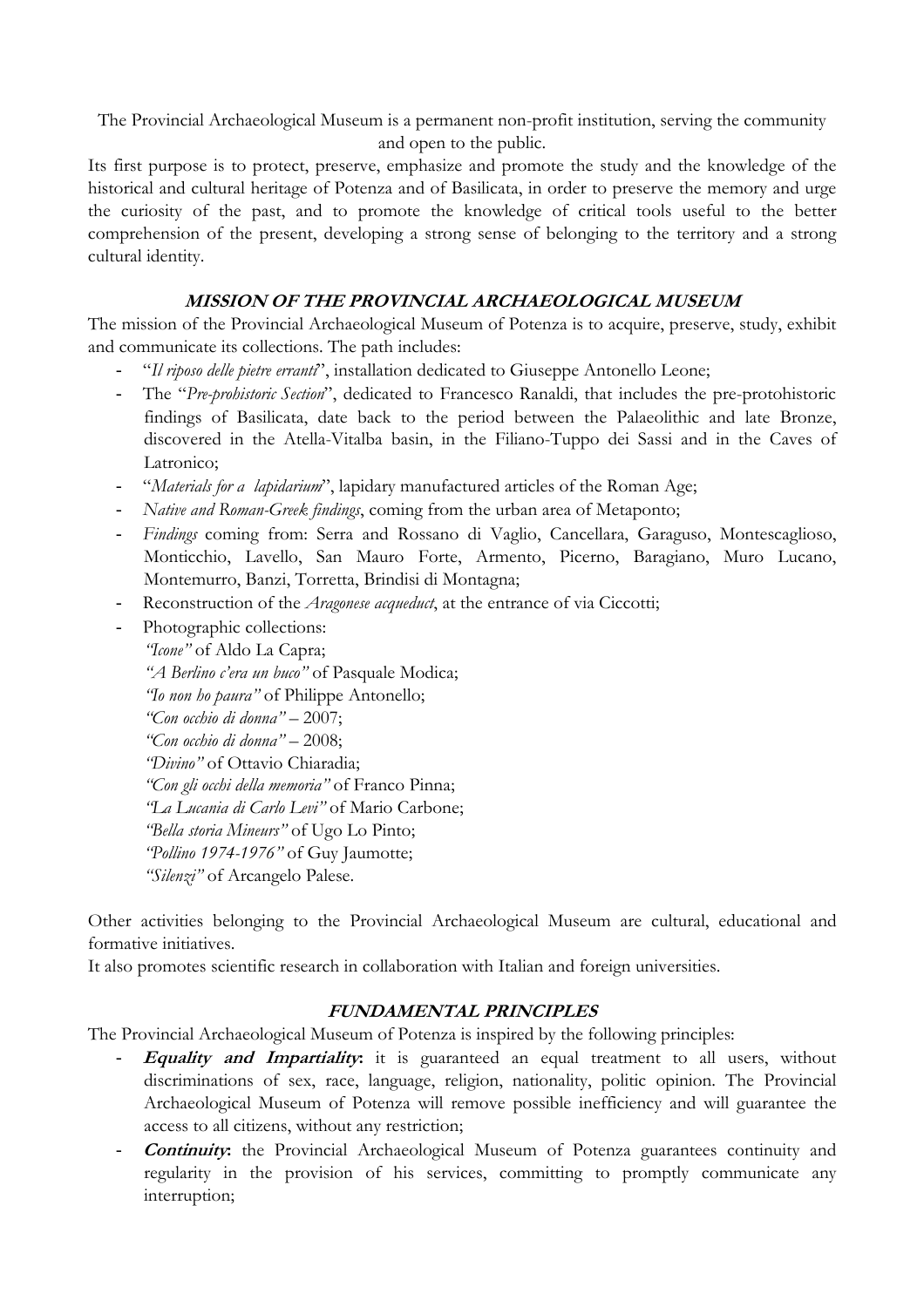The Provincial Archaeological Museum is a permanent non-profit institution, serving the community and open to the public.

Its first purpose is to protect, preserve, emphasize and promote the study and the knowledge of the historical and cultural heritage of Potenza and of Basilicata, in order to preserve the memory and urge the curiosity of the past, and to promote the knowledge of critical tools useful to the better comprehension of the present, developing a strong sense of belonging to the territory and a strong cultural identity.

### *MISSION OF THE PROVINCIAL ARCHAEOLOGICAL MUSEUM*

The mission of the Provincial Archaeological Museum of Potenza is to acquire, preserve, study, exhibit and communicate its collections. The path includes:

- "*Il riposo delle pietre erranti*", installation dedicated to Giuseppe Antonello Leone;
- The "*Pre-prohistoric Section*", dedicated to Francesco Ranaldi, that includes the pre-protohistoric findings of Basilicata, date back to the period between the Palaeolithic and late Bronze, discovered in the Atella-Vitalba basin, in the Filiano-Tuppo dei Sassi and in the Caves of Latronico;
- "*Materials for a lapidarium*", lapidary manufactured articles of the Roman Age;
- *Native and Roman-Greek findings*, coming from the urban area of Metaponto;
- *Findings* coming from: Serra and Rossano di Vaglio, Cancellara, Garaguso, Montescaglioso, Monticchio, Lavello, San Mauro Forte, Armento, Picerno, Baragiano, Muro Lucano, Montemurro, Banzi, Torretta, Brindisi di Montagna;
- Reconstruction of the *Aragonese acqueduct*, at the entrance of via Ciccotti;
- Photographic collections:
  *"Icone"* of Aldo La Capra;
  *"A Berlino c'era un buco"* of Pasquale Modica;
  *"Io non ho paura"* of Philippe Antonello;
  *"Con occhio di donna"* – 2007;
  *"Con occhio di donna"* – 2008;
  *"Divino"* of Ottavio Chiaradia;
  *"Con gli occhi della memoria"* of Franco Pinna;
  *"La Lucania di Carlo Levi"* of Mario Carbone;
  *"Bella storia Mineurs"* of Ugo Lo Pinto;
  *"Pollino 1974-1976"* of Guy Jaumotte;
  *"Silenzi"* of Arcangelo Palese.

Other activities belonging to the Provincial Archaeological Museum are cultural, educational and formative initiatives.

It also promotes scientific research in collaboration with Italian and foreign universities.

### *FUNDAMENTAL PRINCIPLES*

The Provincial Archaeological Museum of Potenza is inspired by the following principles:

- ***Equality and Impartiality***: it is guaranteed an equal treatment to all users, without discriminations of sex, race, language, religion, nationality, politic opinion. The Provincial Archaeological Museum of Potenza will remove possible inefficiency and will guarantee the access to all citizens, without any restriction;
- ***Continuity***: the Provincial Archaeological Museum of Potenza guarantees continuity and regularity in the provision of his services, committing to promptly communicate any interruption;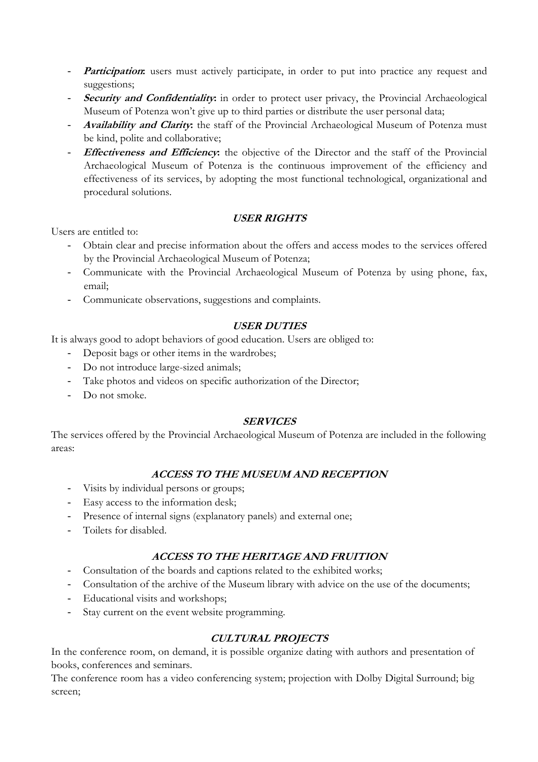- ***Participation*:** users must actively participate, in order to put into practice any request and suggestions;
- ***Security and Confidentiality*:** in order to protect user privacy, the Provincial Archaeological Museum of Potenza won't give up to third parties or distribute the user personal data;
- ***Availability and Clarity*:** the staff of the Provincial Archaeological Museum of Potenza must be kind, polite and collaborative;
- ***Effectiveness and Efficiency*:** the objective of the Director and the staff of the Provincial Archaeological Museum of Potenza is the continuous improvement of the efficiency and effectiveness of its services, by adopting the most functional technological, organizational and procedural solutions.

### *USER RIGHTS*

Users are entitled to:

- Obtain clear and precise information about the offers and access modes to the services offered by the Provincial Archaeological Museum of Potenza;
- Communicate with the Provincial Archaeological Museum of Potenza by using phone, fax, email;
- Communicate observations, suggestions and complaints.

### *USER DUTIES*

It is always good to adopt behaviors of good education. Users are obliged to:

- Deposit bags or other items in the wardrobes;
- Do not introduce large-sized animals;
- Take photos and videos on specific authorization of the Director;
- Do not smoke.

### *SERVICES*

The services offered by the Provincial Archaeological Museum of Potenza are included in the following areas:

### *ACCESS TO THE MUSEUM AND RECEPTION*

- Visits by individual persons or groups;
- Easy access to the information desk;
- Presence of internal signs (explanatory panels) and external one;
- Toilets for disabled.

### *ACCESS TO THE HERITAGE AND FRUITION*

- Consultation of the boards and captions related to the exhibited works;
- Consultation of the archive of the Museum library with advice on the use of the documents;
- Educational visits and workshops;
- Stay current on the event website programming.

### *CULTURAL PROJECTS*

In the conference room, on demand, it is possible organize dating with authors and presentation of books, conferences and seminars.

The conference room has a video conferencing system; projection with Dolby Digital Surround; big screen;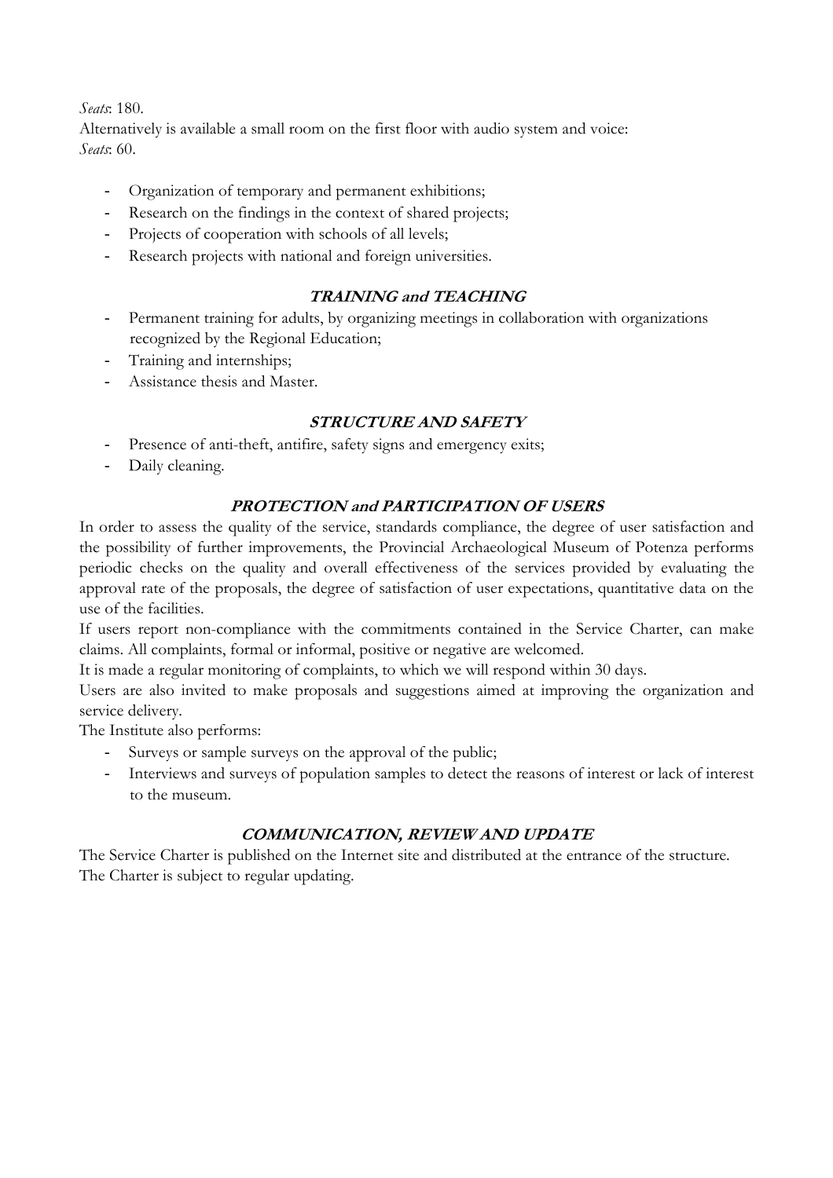*Seats*: 180.
Alternatively is available a small room on the first floor with audio system and voice:
*Seats*: 60.

- Organization of temporary and permanent exhibitions;
- Research on the findings in the context of shared projects;
- Projects of cooperation with schools of all levels;
- Research projects with national and foreign universities.

### *TRAINING and TEACHING*

- Permanent training for adults, by organizing meetings in collaboration with organizations recognized by the Regional Education;
- Training and internships;
- Assistance thesis and Master.

### *STRUCTURE AND SAFETY*

- Presence of anti-theft, antifire, safety signs and emergency exits;
- Daily cleaning.

### *PROTECTION and PARTICIPATION OF USERS*

In order to assess the quality of the service, standards compliance, the degree of user satisfaction and the possibility of further improvements, the Provincial Archaeological Museum of Potenza performs periodic checks on the quality and overall effectiveness of the services provided by evaluating the approval rate of the proposals, the degree of satisfaction of user expectations, quantitative data on the use of the facilities.

If users report non-compliance with the commitments contained in the Service Charter, can make claims. All complaints, formal or informal, positive or negative are welcomed.

It is made a regular monitoring of complaints, to which we will respond within 30 days.

Users are also invited to make proposals and suggestions aimed at improving the organization and service delivery.

The Institute also performs:

- Surveys or sample surveys on the approval of the public;
- Interviews and surveys of population samples to detect the reasons of interest or lack of interest to the museum.

### *COMMUNICATION, REVIEW AND UPDATE*

The Service Charter is published on the Internet site and distributed at the entrance of the structure.
The Charter is subject to regular updating.